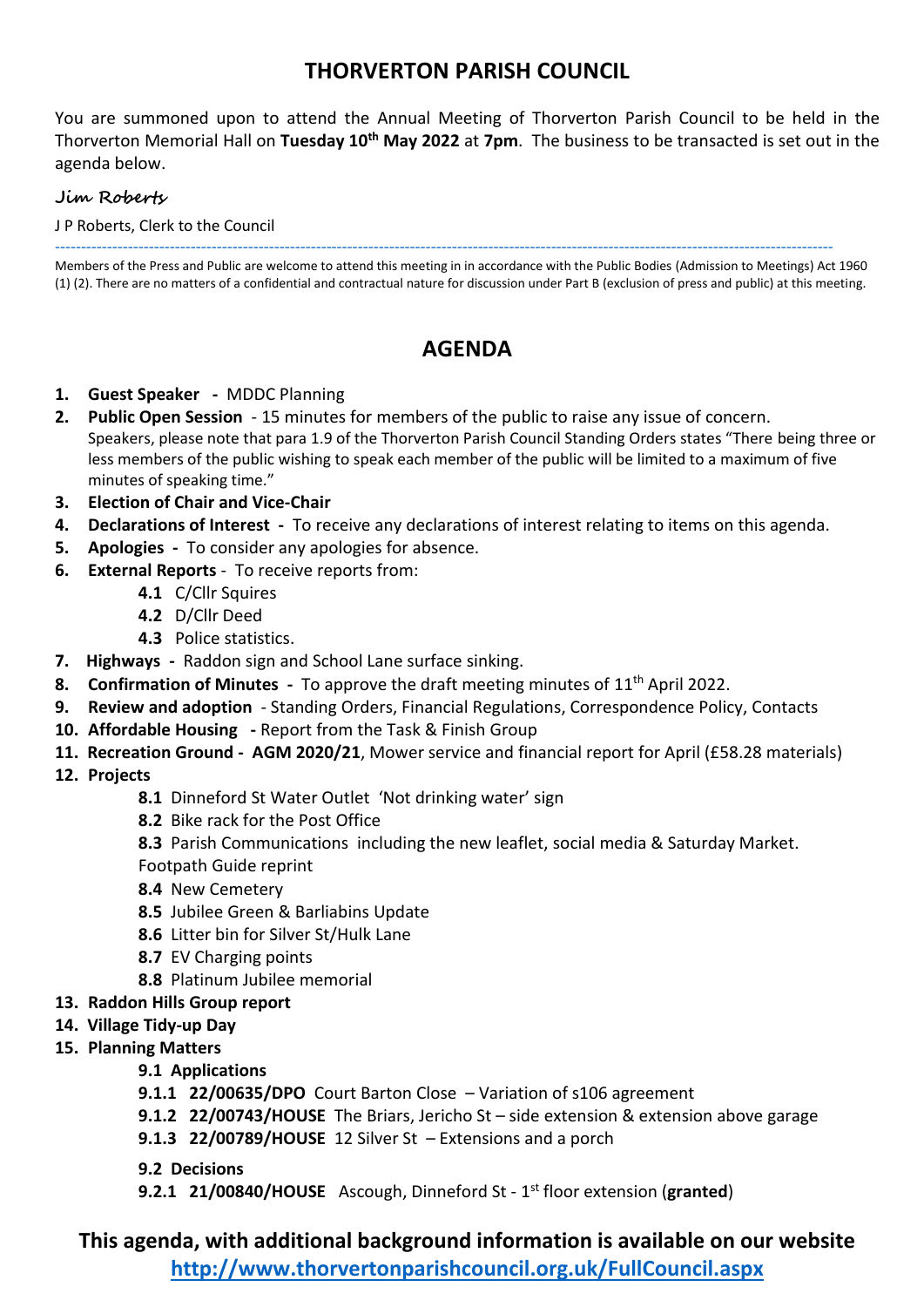# THORVERTON PARISH COUNCIL

You are summoned upon to attend the Annual Meeting of Thorverton Parish Council to be held in the Thorverton Memorial Hall on **Tuesday 10th May 2022** at **7pm**. The business to be transacted is set out in the agenda below.

*Jim Roberts*

J P Roberts, Clerk to the Council

---

Members of the Press and Public are welcome to attend this meeting in in accordance with the Public Bodies (Admission to Meetings) Act 1960 (1) (2). There are no matters of a confidential and contractual nature for discussion under Part B (exclusion of press and public) at this meeting.

## AGENDA

1. **Guest Speaker -** MDDC Planning
2. **Public Open Session** - 15 minutes for members of the public to raise any issue of concern.
   Speakers, please note that para 1.9 of the Thorverton Parish Council Standing Orders states "There being three or less members of the public wishing to speak each member of the public will be limited to a maximum of five minutes of speaking time."
3. **Election of Chair and Vice-Chair**
4. **Declarations of Interest -** To receive any declarations of interest relating to items on this agenda.
5. **Apologies -** To consider any apologies for absence.
6. **External Reports** - To receive reports from:
   - **4.1** C/Cllr Squires
   - **4.2** D/Cllr Deed
   - **4.3** Police statistics.
7. **Highways -** Raddon sign and School Lane surface sinking.
8. **Confirmation of Minutes -** To approve the draft meeting minutes of 11th April 2022.
9. **Review and adoption** - Standing Orders, Financial Regulations, Correspondence Policy, Contacts
10. **Affordable Housing -** Report from the Task & Finish Group
11. **Recreation Ground - AGM 2020/21**, Mower service and financial report for April (£58.28 materials)
12. **Projects**
    - **8.1** Dinneford St Water Outlet 'Not drinking water' sign
    - **8.2** Bike rack for the Post Office
    - **8.3** Parish Communications including the new leaflet, social media & Saturday Market. Footpath Guide reprint
    - **8.4** New Cemetery
    - **8.5** Jubilee Green & Barliabins Update
    - **8.6** Litter bin for Silver St/Hulk Lane
    - **8.7** EV Charging points
    - **8.8** Platinum Jubilee memorial
13. **Raddon Hills Group report**
14. **Village Tidy-up Day**
15. **Planning Matters**
    - **9.1 Applications**
      - **9.1.1 22/00635/DPO** Court Barton Close – Variation of s106 agreement
      - **9.1.2 22/00743/HOUSE** The Briars, Jericho St – side extension & extension above garage
      - **9.1.3 22/00789/HOUSE** 12 Silver St – Extensions and a porch
    - **9.2 Decisions**
      - **9.2.1 21/00840/HOUSE** Ascough, Dinneford St - 1st floor extension (**granted**)

**This agenda, with additional background information is available on our website**
**http://www.thorvertonparishcouncil.org.uk/FullCouncil.aspx**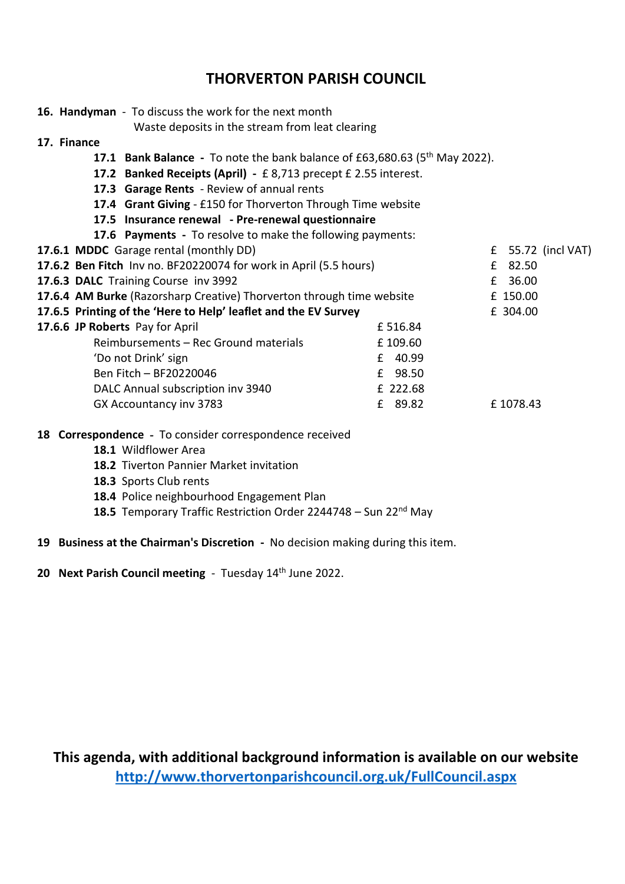# THORVERTON PARISH COUNCIL

**16. Handyman** - To discuss the work for the next month
Waste deposits in the stream from leat clearing

**17. Finance**

- **17.1 Bank Balance -** To note the bank balance of £63,680.63 (5th May 2022).
- **17.2 Banked Receipts (April) -** £ 8,713 precept £ 2.55 interest.
- **17.3 Garage Rents** - Review of annual rents
- **17.4 Grant Giving** - £150 for Thorverton Through Time website
- **17.5 Insurance renewal - Pre-renewal questionnaire**
- **17.6 Payments -** To resolve to make the following payments:

| | | |
|---|---|---|
| **17.6.1 MDDC** Garage rental (monthly DD) | | £ 55.72 (incl VAT) |
| **17.6.2 Ben Fitch** Inv no. BF20220074 for work in April (5.5 hours) | | £ 82.50 |
| **17.6.3 DALC** Training Course inv 3992 | | £ 36.00 |
| **17.6.4 AM Burke** (Razorsharp Creative) Thorverton through time website | | £ 150.00 |
| **17.6.5 Printing of the 'Here to Help' leaflet and the EV Survey** | | £ 304.00 |
| **17.6.6 JP Roberts** Pay for April | £ 516.84 | |
| Reimbursements – Rec Ground materials | £ 109.60 | |
| 'Do not Drink' sign | £ 40.99 | |
| Ben Fitch – BF20220046 | £ 98.50 | |
| DALC Annual subscription inv 3940 | £ 222.68 | |
| GX Accountancy inv 3783 | £ 89.82 | £ 1078.43 |

**18 Correspondence -** To consider correspondence received

- **18.1** Wildflower Area
- **18.2** Tiverton Pannier Market invitation
- **18.3** Sports Club rents
- **18.4** Police neighbourhood Engagement Plan
- **18.5** Temporary Traffic Restriction Order 2244748 – Sun 22nd May

**19 Business at the Chairman's Discretion -** No decision making during this item.

**20 Next Parish Council meeting** - Tuesday 14th June 2022.

**This agenda, with additional background information is available on our website**
**http://www.thorvertonparishcouncil.org.uk/FullCouncil.aspx**